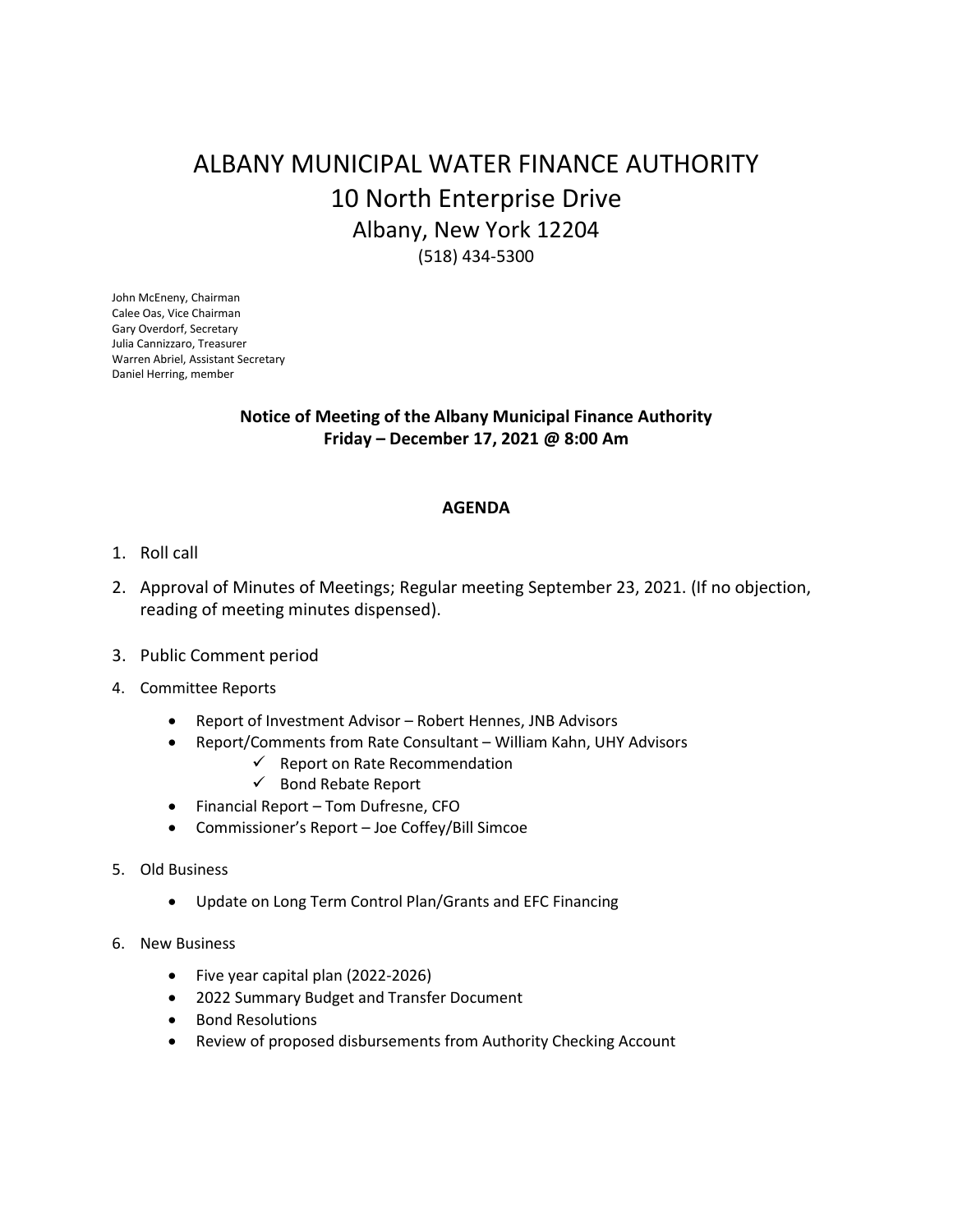# ALBANY MUNICIPAL WATER FINANCE AUTHORITY

## 10 North Enterprise Drive

### Albany, New York 12204

(518) 434-5300

John McEneny, Chairman
Calee Oas, Vice Chairman
Gary Overdorf, Secretary
Julia Cannizzaro, Treasurer
Warren Abriel, Assistant Secretary
Daniel Herring, member

**Notice of Meeting of the Albany Municipal Finance Authority**
**Friday – December 17, 2021 @ 8:00 Am**

**AGENDA**

1. Roll call
2. Approval of Minutes of Meetings; Regular meeting September 23, 2021. (If no objection, reading of meeting minutes dispensed).
3. Public Comment period
4. Committee Reports
   - Report of Investment Advisor – Robert Hennes, JNB Advisors
   - Report/Comments from Rate Consultant – William Kahn, UHY Advisors
     - ✓ Report on Rate Recommendation
     - ✓ Bond Rebate Report
   - Financial Report – Tom Dufresne, CFO
   - Commissioner's Report – Joe Coffey/Bill Simcoe
5. Old Business
   - Update on Long Term Control Plan/Grants and EFC Financing
6. New Business
   - Five year capital plan (2022-2026)
   - 2022 Summary Budget and Transfer Document
   - Bond Resolutions
   - Review of proposed disbursements from Authority Checking Account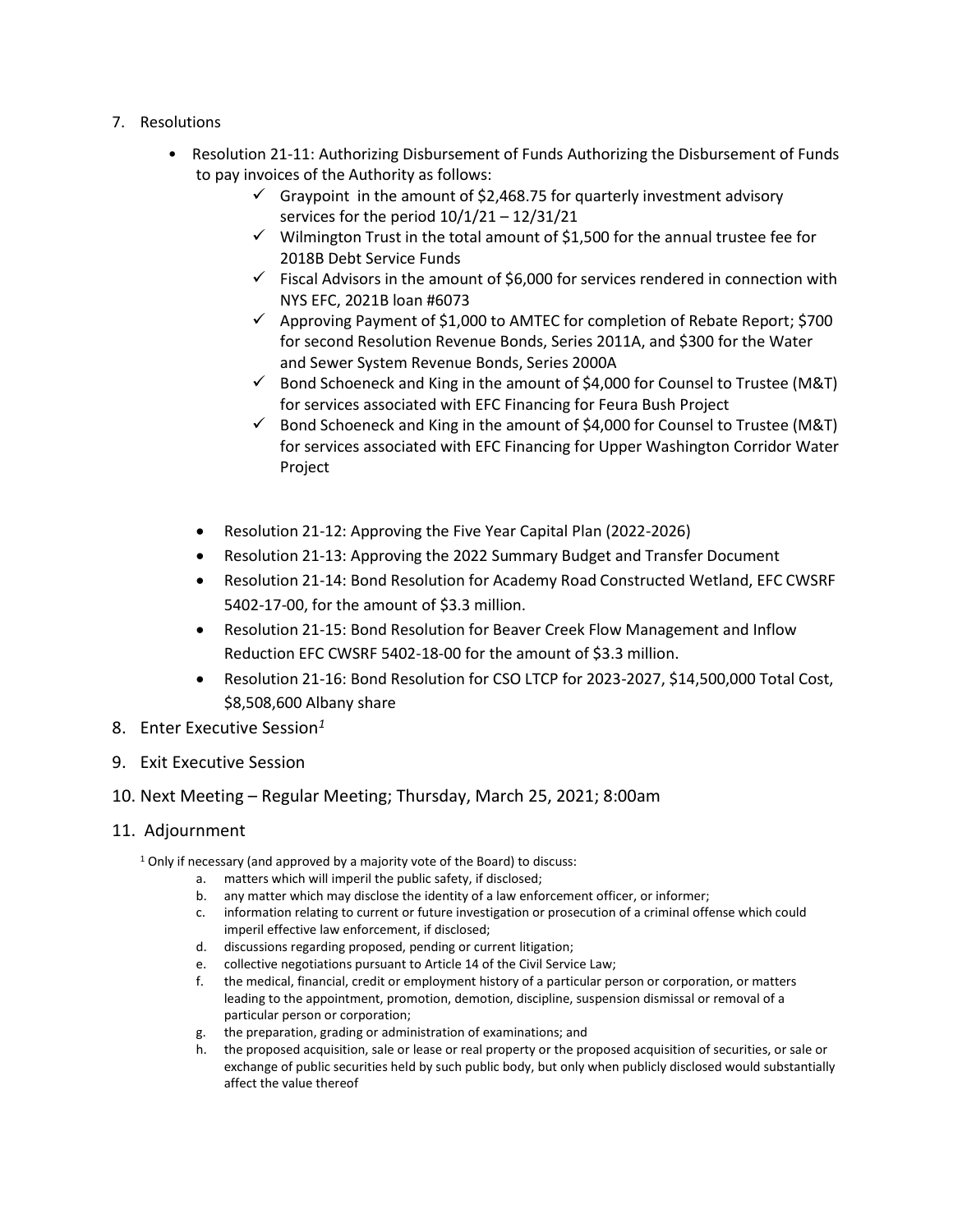7. Resolutions

   - Resolution 21-11: Authorizing Disbursement of Funds Authorizing the Disbursement of Funds to pay invoices of the Authority as follows:
     - ✓ Graypoint in the amount of $2,468.75 for quarterly investment advisory services for the period 10/1/21 – 12/31/21
     - ✓ Wilmington Trust in the total amount of $1,500 for the annual trustee fee for 2018B Debt Service Funds
     - ✓ Fiscal Advisors in the amount of $6,000 for services rendered in connection with NYS EFC, 2021B loan #6073
     - ✓ Approving Payment of $1,000 to AMTEC for completion of Rebate Report; $700 for second Resolution Revenue Bonds, Series 2011A, and $300 for the Water and Sewer System Revenue Bonds, Series 2000A
     - ✓ Bond Schoeneck and King in the amount of $4,000 for Counsel to Trustee (M&T) for services associated with EFC Financing for Feura Bush Project
     - ✓ Bond Schoeneck and King in the amount of $4,000 for Counsel to Trustee (M&T) for services associated with EFC Financing for Upper Washington Corridor Water Project

   - Resolution 21-12: Approving the Five Year Capital Plan (2022-2026)
   - Resolution 21-13: Approving the 2022 Summary Budget and Transfer Document
   - Resolution 21-14: Bond Resolution for Academy Road Constructed Wetland, EFC CWSRF 5402-17-00, for the amount of $3.3 million.
   - Resolution 21-15: Bond Resolution for Beaver Creek Flow Management and Inflow Reduction EFC CWSRF 5402-18-00 for the amount of $3.3 million.
   - Resolution 21-16: Bond Resolution for CSO LTCP for 2023-2027, $14,500,000 Total Cost, $8,508,600 Albany share

8. Enter Executive Session[1]

9. Exit Executive Session

10. Next Meeting – Regular Meeting; Thursday, March 25, 2021; 8:00am

11. Adjournment

[1] Only if necessary (and approved by a majority vote of the Board) to discuss:

a. matters which will imperil the public safety, if disclosed;
b. any matter which may disclose the identity of a law enforcement officer, or informer;
c. information relating to current or future investigation or prosecution of a criminal offense which could imperil effective law enforcement, if disclosed;
d. discussions regarding proposed, pending or current litigation;
e. collective negotiations pursuant to Article 14 of the Civil Service Law;
f. the medical, financial, credit or employment history of a particular person or corporation, or matters leading to the appointment, promotion, demotion, discipline, suspension dismissal or removal of a particular person or corporation;
g. the preparation, grading or administration of examinations; and
h. the proposed acquisition, sale or lease or real property or the proposed acquisition of securities, or sale or exchange of public securities held by such public body, but only when publicly disclosed would substantially affect the value thereof